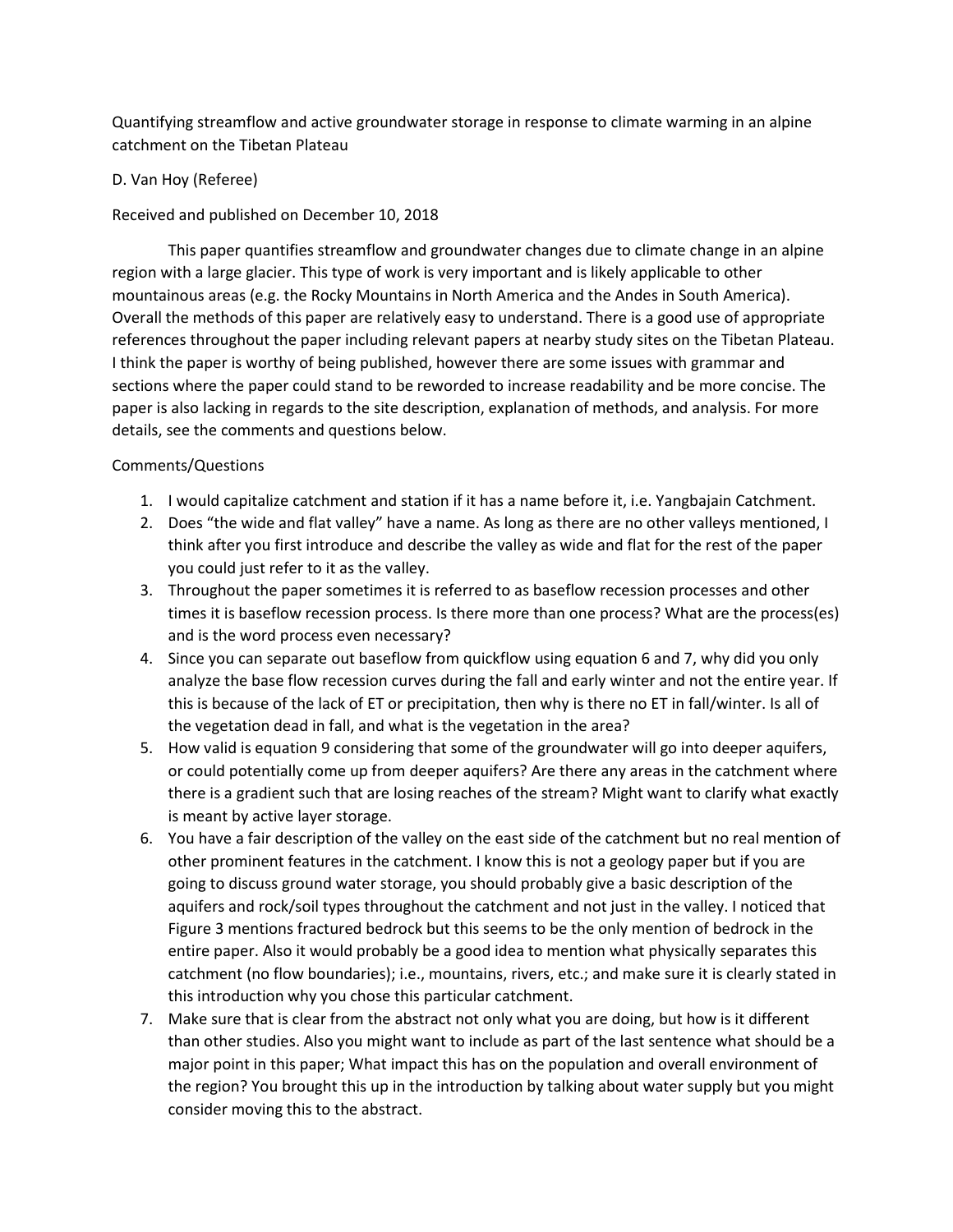Quantifying streamflow and active groundwater storage in response to climate warming in an alpine catchment on the Tibetan Plateau

D. Van Hoy (Referee)

Received and published on December 10, 2018

This paper quantifies streamflow and groundwater changes due to climate change in an alpine region with a large glacier. This type of work is very important and is likely applicable to other mountainous areas (e.g. the Rocky Mountains in North America and the Andes in South America). Overall the methods of this paper are relatively easy to understand. There is a good use of appropriate references throughout the paper including relevant papers at nearby study sites on the Tibetan Plateau. I think the paper is worthy of being published, however there are some issues with grammar and sections where the paper could stand to be reworded to increase readability and be more concise. The paper is also lacking in regards to the site description, explanation of methods, and analysis. For more details, see the comments and questions below.

Comments/Questions

1. I would capitalize catchment and station if it has a name before it, i.e. Yangbajain Catchment.
2. Does "the wide and flat valley" have a name. As long as there are no other valleys mentioned, I think after you first introduce and describe the valley as wide and flat for the rest of the paper you could just refer to it as the valley.
3. Throughout the paper sometimes it is referred to as baseflow recession processes and other times it is baseflow recession process. Is there more than one process? What are the process(es) and is the word process even necessary?
4. Since you can separate out baseflow from quickflow using equation 6 and 7, why did you only analyze the base flow recession curves during the fall and early winter and not the entire year. If this is because of the lack of ET or precipitation, then why is there no ET in fall/winter. Is all of the vegetation dead in fall, and what is the vegetation in the area?
5. How valid is equation 9 considering that some of the groundwater will go into deeper aquifers, or could potentially come up from deeper aquifers? Are there any areas in the catchment where there is a gradient such that are losing reaches of the stream? Might want to clarify what exactly is meant by active layer storage.
6. You have a fair description of the valley on the east side of the catchment but no real mention of other prominent features in the catchment. I know this is not a geology paper but if you are going to discuss ground water storage, you should probably give a basic description of the aquifers and rock/soil types throughout the catchment and not just in the valley. I noticed that Figure 3 mentions fractured bedrock but this seems to be the only mention of bedrock in the entire paper. Also it would probably be a good idea to mention what physically separates this catchment (no flow boundaries); i.e., mountains, rivers, etc.; and make sure it is clearly stated in this introduction why you chose this particular catchment.
7. Make sure that is clear from the abstract not only what you are doing, but how is it different than other studies. Also you might want to include as part of the last sentence what should be a major point in this paper; What impact this has on the population and overall environment of the region? You brought this up in the introduction by talking about water supply but you might consider moving this to the abstract.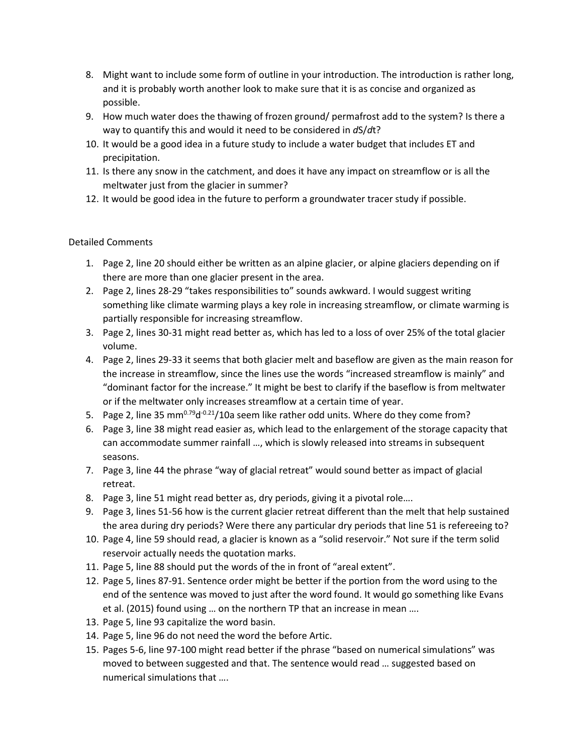8. Might want to include some form of outline in your introduction. The introduction is rather long, and it is probably worth another look to make sure that it is as concise and organized as possible.
9. How much water does the thawing of frozen ground/ permafrost add to the system? Is there a way to quantify this and would it need to be considered in $dS/dt$?
10. It would be a good idea in a future study to include a water budget that includes ET and precipitation.
11. Is there any snow in the catchment, and does it have any impact on streamflow or is all the meltwater just from the glacier in summer?
12. It would be good idea in the future to perform a groundwater tracer study if possible.

Detailed Comments

1. Page 2, line 20 should either be written as an alpine glacier, or alpine glaciers depending on if there are more than one glacier present in the area.
2. Page 2, lines 28-29 "takes responsibilities to" sounds awkward. I would suggest writing something like climate warming plays a key role in increasing streamflow, or climate warming is partially responsible for increasing streamflow.
3. Page 2, lines 30-31 might read better as, which has led to a loss of over 25% of the total glacier volume.
4. Page 2, lines 29-33 it seems that both glacier melt and baseflow are given as the main reason for the increase in streamflow, since the lines use the words "increased streamflow is mainly" and "dominant factor for the increase." It might be best to clarify if the baseflow is from meltwater or if the meltwater only increases streamflow at a certain time of year.
5. Page 2, line 35 $mm^{0.79}d^{-0.21}/10a$ seem like rather odd units. Where do they come from?
6. Page 3, line 38 might read easier as, which lead to the enlargement of the storage capacity that can accommodate summer rainfall …, which is slowly released into streams in subsequent seasons.
7. Page 3, line 44 the phrase "way of glacial retreat" would sound better as impact of glacial retreat.
8. Page 3, line 51 might read better as, dry periods, giving it a pivotal role….
9. Page 3, lines 51-56 how is the current glacier retreat different than the melt that help sustained the area during dry periods? Were there any particular dry periods that line 51 is refereeing to?
10. Page 4, line 59 should read, a glacier is known as a "solid reservoir." Not sure if the term solid reservoir actually needs the quotation marks.
11. Page 5, line 88 should put the words of the in front of "areal extent".
12. Page 5, lines 87-91. Sentence order might be better if the portion from the word using to the end of the sentence was moved to just after the word found. It would go something like Evans et al. (2015) found using … on the northern TP that an increase in mean ….
13. Page 5, line 93 capitalize the word basin.
14. Page 5, line 96 do not need the word the before Artic.
15. Pages 5-6, line 97-100 might read better if the phrase "based on numerical simulations" was moved to between suggested and that. The sentence would read … suggested based on numerical simulations that ….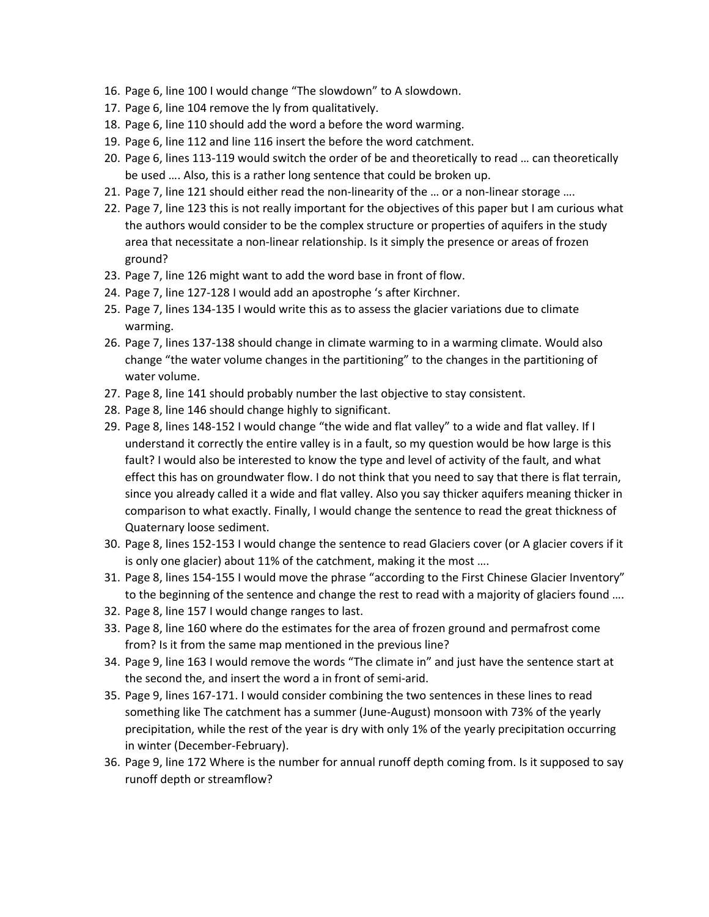16. Page 6, line 100 I would change "The slowdown" to A slowdown.
17. Page 6, line 104 remove the ly from qualitatively.
18. Page 6, line 110 should add the word a before the word warming.
19. Page 6, line 112 and line 116 insert the before the word catchment.
20. Page 6, lines 113-119 would switch the order of be and theoretically to read … can theoretically be used …. Also, this is a rather long sentence that could be broken up.
21. Page 7, line 121 should either read the non-linearity of the … or a non-linear storage ….
22. Page 7, line 123 this is not really important for the objectives of this paper but I am curious what the authors would consider to be the complex structure or properties of aquifers in the study area that necessitate a non-linear relationship. Is it simply the presence or areas of frozen ground?
23. Page 7, line 126 might want to add the word base in front of flow.
24. Page 7, line 127-128 I would add an apostrophe 's after Kirchner.
25. Page 7, lines 134-135 I would write this as to assess the glacier variations due to climate warming.
26. Page 7, lines 137-138 should change in climate warming to in a warming climate. Would also change "the water volume changes in the partitioning" to the changes in the partitioning of water volume.
27. Page 8, line 141 should probably number the last objective to stay consistent.
28. Page 8, line 146 should change highly to significant.
29. Page 8, lines 148-152 I would change "the wide and flat valley" to a wide and flat valley. If I understand it correctly the entire valley is in a fault, so my question would be how large is this fault? I would also be interested to know the type and level of activity of the fault, and what effect this has on groundwater flow. I do not think that you need to say that there is flat terrain, since you already called it a wide and flat valley. Also you say thicker aquifers meaning thicker in comparison to what exactly. Finally, I would change the sentence to read the great thickness of Quaternary loose sediment.
30. Page 8, lines 152-153 I would change the sentence to read Glaciers cover (or A glacier covers if it is only one glacier) about 11% of the catchment, making it the most ….
31. Page 8, lines 154-155 I would move the phrase "according to the First Chinese Glacier Inventory" to the beginning of the sentence and change the rest to read with a majority of glaciers found ….
32. Page 8, line 157 I would change ranges to last.
33. Page 8, line 160 where do the estimates for the area of frozen ground and permafrost come from? Is it from the same map mentioned in the previous line?
34. Page 9, line 163 I would remove the words "The climate in" and just have the sentence start at the second the, and insert the word a in front of semi-arid.
35. Page 9, lines 167-171. I would consider combining the two sentences in these lines to read something like The catchment has a summer (June-August) monsoon with 73% of the yearly precipitation, while the rest of the year is dry with only 1% of the yearly precipitation occurring in winter (December-February).
36. Page 9, line 172 Where is the number for annual runoff depth coming from. Is it supposed to say runoff depth or streamflow?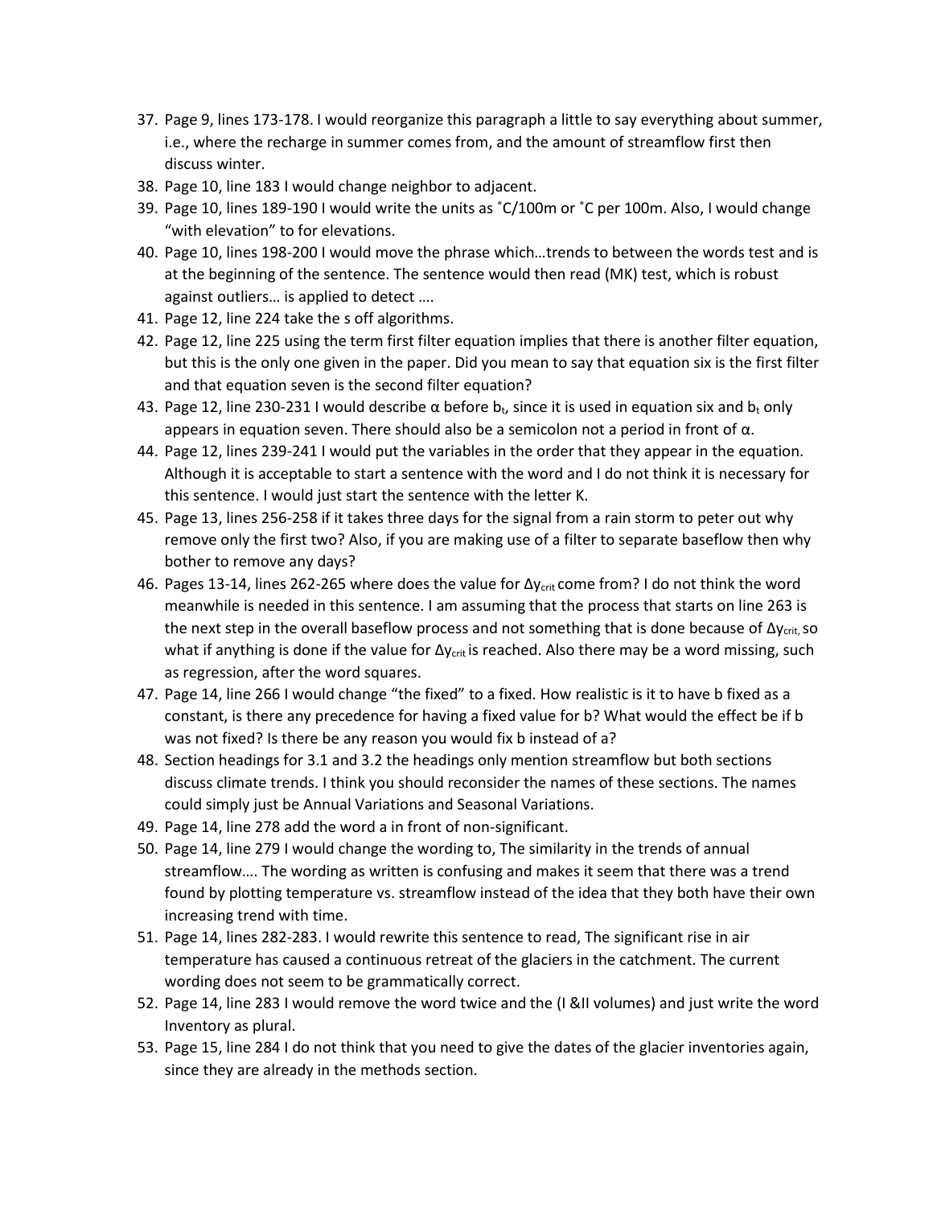37. Page 9, lines 173-178. I would reorganize this paragraph a little to say everything about summer, i.e., where the recharge in summer comes from, and the amount of streamflow first then discuss winter.
38. Page 10, line 183 I would change neighbor to adjacent.
39. Page 10, lines 189-190 I would write the units as ˚C/100m or ˚C per 100m. Also, I would change "with elevation" to for elevations.
40. Page 10, lines 198-200 I would move the phrase which…trends to between the words test and is at the beginning of the sentence. The sentence would then read (MK) test, which is robust against outliers… is applied to detect ….
41. Page 12, line 224 take the s off algorithms.
42. Page 12, line 225 using the term first filter equation implies that there is another filter equation, but this is the only one given in the paper. Did you mean to say that equation six is the first filter and that equation seven is the second filter equation?
43. Page 12, line 230-231 I would describe α before $b_t$, since it is used in equation six and $b_t$ only appears in equation seven. There should also be a semicolon not a period in front of α.
44. Page 12, lines 239-241 I would put the variables in the order that they appear in the equation. Although it is acceptable to start a sentence with the word and I do not think it is necessary for this sentence. I would just start the sentence with the letter K.
45. Page 13, lines 256-258 if it takes three days for the signal from a rain storm to peter out why remove only the first two? Also, if you are making use of a filter to separate baseflow then why bother to remove any days?
46. Pages 13-14, lines 262-265 where does the value for $\Delta y_{crit}$ come from? I do not think the word meanwhile is needed in this sentence. I am assuming that the process that starts on line 263 is the next step in the overall baseflow process and not something that is done because of $\Delta y_{crit}$, so what if anything is done if the value for $\Delta y_{crit}$ is reached. Also there may be a word missing, such as regression, after the word squares.
47. Page 14, line 266 I would change "the fixed" to a fixed. How realistic is it to have b fixed as a constant, is there any precedence for having a fixed value for b? What would the effect be if b was not fixed? Is there be any reason you would fix b instead of a?
48. Section headings for 3.1 and 3.2 the headings only mention streamflow but both sections discuss climate trends. I think you should reconsider the names of these sections. The names could simply just be Annual Variations and Seasonal Variations.
49. Page 14, line 278 add the word a in front of non-significant.
50. Page 14, line 279 I would change the wording to, The similarity in the trends of annual streamflow…. The wording as written is confusing and makes it seem that there was a trend found by plotting temperature vs. streamflow instead of the idea that they both have their own increasing trend with time.
51. Page 14, lines 282-283. I would rewrite this sentence to read, The significant rise in air temperature has caused a continuous retreat of the glaciers in the catchment. The current wording does not seem to be grammatically correct.
52. Page 14, line 283 I would remove the word twice and the (I &II volumes) and just write the word Inventory as plural.
53. Page 15, line 284 I do not think that you need to give the dates of the glacier inventories again, since they are already in the methods section.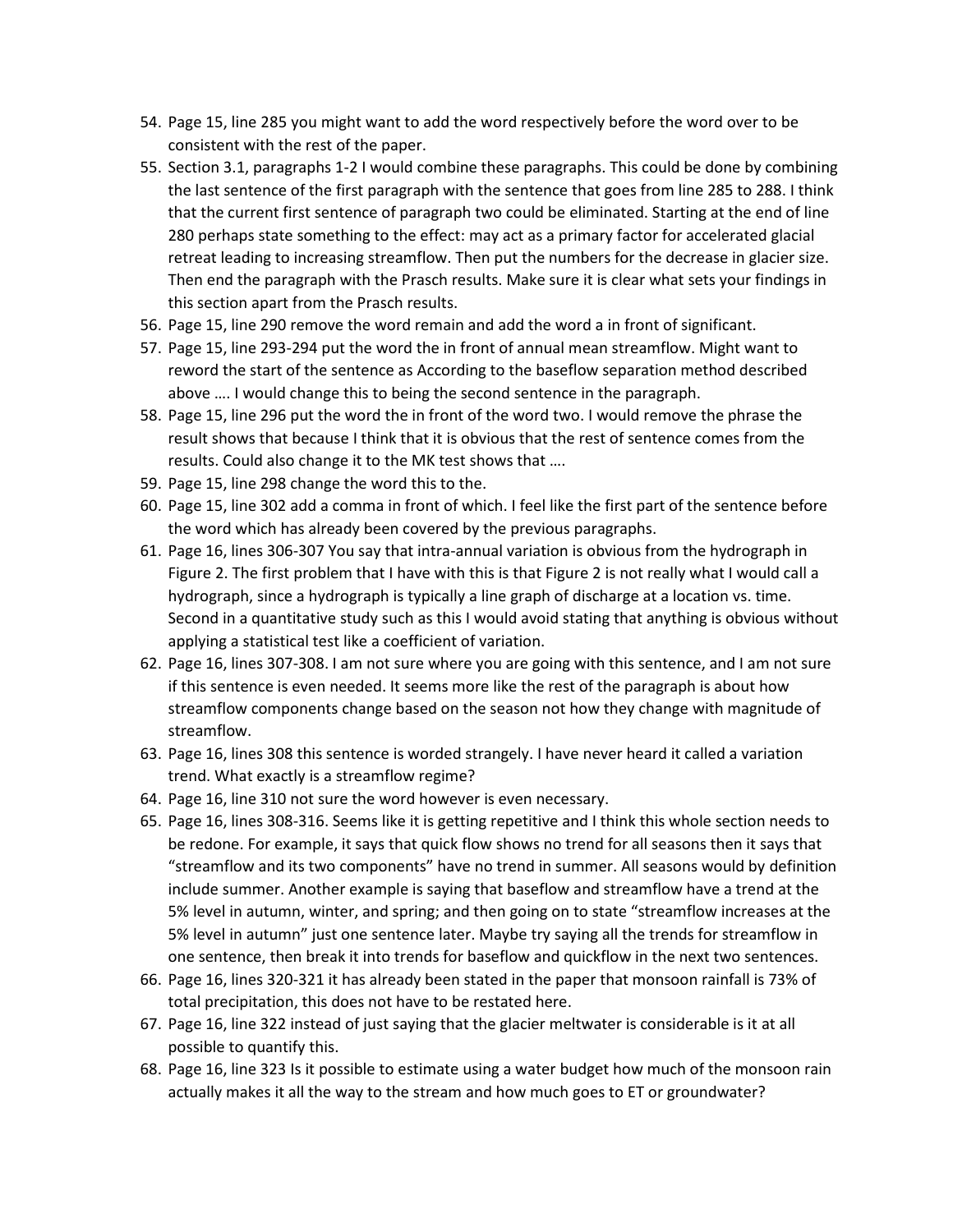54. Page 15, line 285 you might want to add the word respectively before the word over to be consistent with the rest of the paper.
55. Section 3.1, paragraphs 1-2 I would combine these paragraphs. This could be done by combining the last sentence of the first paragraph with the sentence that goes from line 285 to 288. I think that the current first sentence of paragraph two could be eliminated. Starting at the end of line 280 perhaps state something to the effect: may act as a primary factor for accelerated glacial retreat leading to increasing streamflow. Then put the numbers for the decrease in glacier size. Then end the paragraph with the Prasch results. Make sure it is clear what sets your findings in this section apart from the Prasch results.
56. Page 15, line 290 remove the word remain and add the word a in front of significant.
57. Page 15, line 293-294 put the word the in front of annual mean streamflow. Might want to reword the start of the sentence as According to the baseflow separation method described above …. I would change this to being the second sentence in the paragraph.
58. Page 15, line 296 put the word the in front of the word two. I would remove the phrase the result shows that because I think that it is obvious that the rest of sentence comes from the results. Could also change it to the MK test shows that ….
59. Page 15, line 298 change the word this to the.
60. Page 15, line 302 add a comma in front of which. I feel like the first part of the sentence before the word which has already been covered by the previous paragraphs.
61. Page 16, lines 306-307 You say that intra-annual variation is obvious from the hydrograph in Figure 2. The first problem that I have with this is that Figure 2 is not really what I would call a hydrograph, since a hydrograph is typically a line graph of discharge at a location vs. time. Second in a quantitative study such as this I would avoid stating that anything is obvious without applying a statistical test like a coefficient of variation.
62. Page 16, lines 307-308. I am not sure where you are going with this sentence, and I am not sure if this sentence is even needed. It seems more like the rest of the paragraph is about how streamflow components change based on the season not how they change with magnitude of streamflow.
63. Page 16, lines 308 this sentence is worded strangely. I have never heard it called a variation trend. What exactly is a streamflow regime?
64. Page 16, line 310 not sure the word however is even necessary.
65. Page 16, lines 308-316. Seems like it is getting repetitive and I think this whole section needs to be redone. For example, it says that quick flow shows no trend for all seasons then it says that "streamflow and its two components" have no trend in summer. All seasons would by definition include summer. Another example is saying that baseflow and streamflow have a trend at the 5% level in autumn, winter, and spring; and then going on to state "streamflow increases at the 5% level in autumn" just one sentence later. Maybe try saying all the trends for streamflow in one sentence, then break it into trends for baseflow and quickflow in the next two sentences.
66. Page 16, lines 320-321 it has already been stated in the paper that monsoon rainfall is 73% of total precipitation, this does not have to be restated here.
67. Page 16, line 322 instead of just saying that the glacier meltwater is considerable is it at all possible to quantify this.
68. Page 16, line 323 Is it possible to estimate using a water budget how much of the monsoon rain actually makes it all the way to the stream and how much goes to ET or groundwater?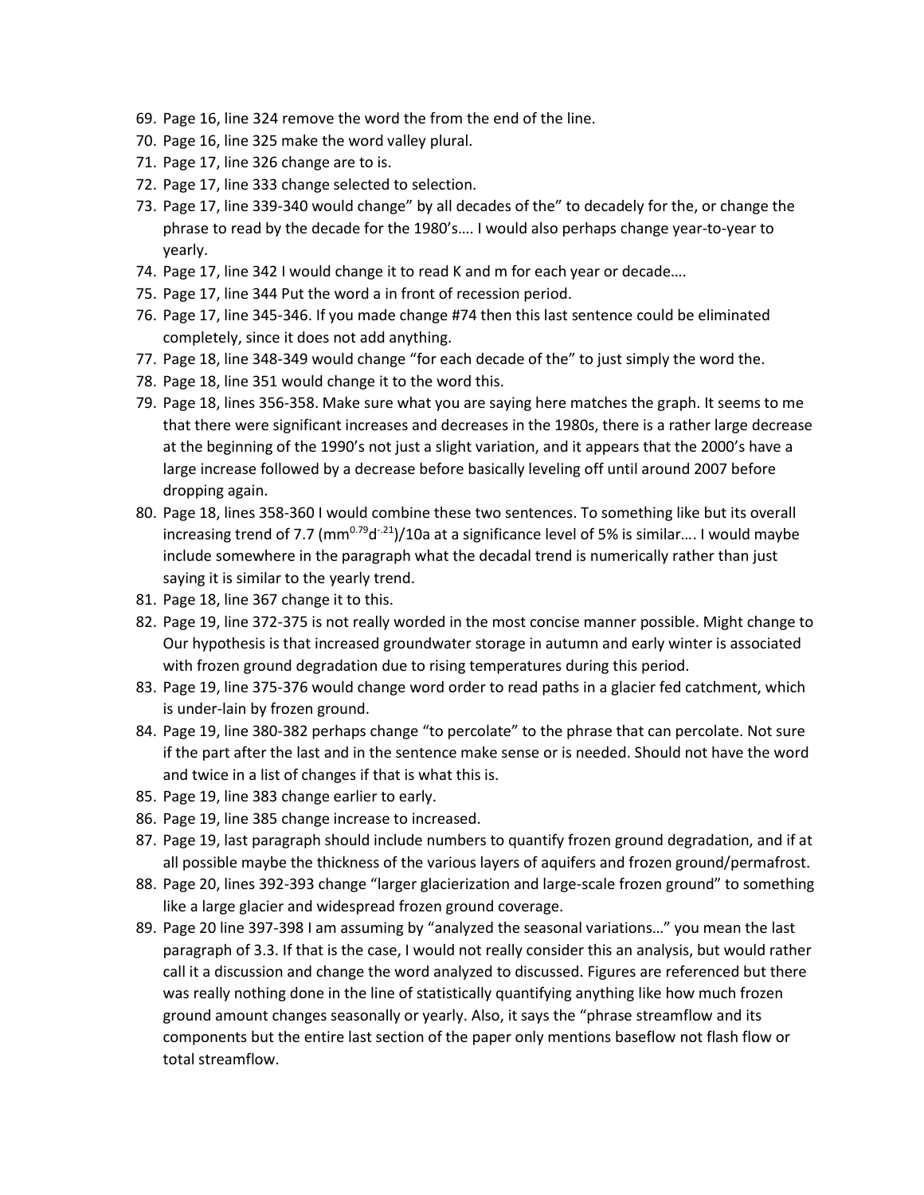69. Page 16, line 324 remove the word the from the end of the line.
70. Page 16, line 325 make the word valley plural.
71. Page 17, line 326 change are to is.
72. Page 17, line 333 change selected to selection.
73. Page 17, line 339-340 would change" by all decades of the" to decadely for the, or change the phrase to read by the decade for the 1980's…. I would also perhaps change year-to-year to yearly.
74. Page 17, line 342 I would change it to read K and m for each year or decade….
75. Page 17, line 344 Put the word a in front of recession period.
76. Page 17, line 345-346. If you made change #74 then this last sentence could be eliminated completely, since it does not add anything.
77. Page 18, line 348-349 would change "for each decade of the" to just simply the word the.
78. Page 18, line 351 would change it to the word this.
79. Page 18, lines 356-358. Make sure what you are saying here matches the graph. It seems to me that there were significant increases and decreases in the 1980s, there is a rather large decrease at the beginning of the 1990's not just a slight variation, and it appears that the 2000's have a large increase followed by a decrease before basically leveling off until around 2007 before dropping again.
80. Page 18, lines 358-360 I would combine these two sentences. To something like but its overall increasing trend of 7.7 ($mm^{0.79}d^{-.21}$)/10a at a significance level of 5% is similar…. I would maybe include somewhere in the paragraph what the decadal trend is numerically rather than just saying it is similar to the yearly trend.
81. Page 18, line 367 change it to this.
82. Page 19, line 372-375 is not really worded in the most concise manner possible. Might change to Our hypothesis is that increased groundwater storage in autumn and early winter is associated with frozen ground degradation due to rising temperatures during this period.
83. Page 19, line 375-376 would change word order to read paths in a glacier fed catchment, which is under-lain by frozen ground.
84. Page 19, line 380-382 perhaps change "to percolate" to the phrase that can percolate. Not sure if the part after the last and in the sentence make sense or is needed. Should not have the word and twice in a list of changes if that is what this is.
85. Page 19, line 383 change earlier to early.
86. Page 19, line 385 change increase to increased.
87. Page 19, last paragraph should include numbers to quantify frozen ground degradation, and if at all possible maybe the thickness of the various layers of aquifers and frozen ground/permafrost.
88. Page 20, lines 392-393 change "larger glacierization and large-scale frozen ground" to something like a large glacier and widespread frozen ground coverage.
89. Page 20 line 397-398 I am assuming by "analyzed the seasonal variations…" you mean the last paragraph of 3.3. If that is the case, I would not really consider this an analysis, but would rather call it a discussion and change the word analyzed to discussed. Figures are referenced but there was really nothing done in the line of statistically quantifying anything like how much frozen ground amount changes seasonally or yearly. Also, it says the "phrase streamflow and its components but the entire last section of the paper only mentions baseflow not flash flow or total streamflow.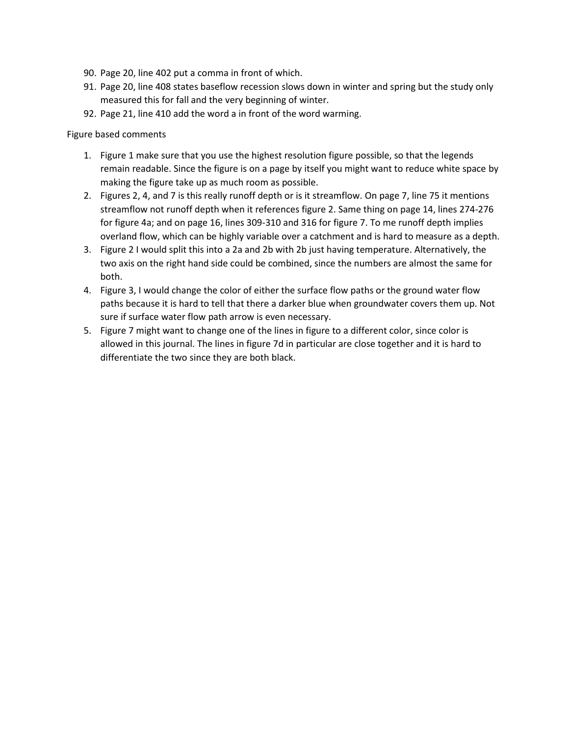90. Page 20, line 402 put a comma in front of which.
91. Page 20, line 408 states baseflow recession slows down in winter and spring but the study only measured this for fall and the very beginning of winter.
92. Page 21, line 410 add the word a in front of the word warming.

Figure based comments

1. Figure 1 make sure that you use the highest resolution figure possible, so that the legends remain readable. Since the figure is on a page by itself you might want to reduce white space by making the figure take up as much room as possible.
2. Figures 2, 4, and 7 is this really runoff depth or is it streamflow. On page 7, line 75 it mentions streamflow not runoff depth when it references figure 2. Same thing on page 14, lines 274-276 for figure 4a; and on page 16, lines 309-310 and 316 for figure 7. To me runoff depth implies overland flow, which can be highly variable over a catchment and is hard to measure as a depth.
3. Figure 2 I would split this into a 2a and 2b with 2b just having temperature. Alternatively, the two axis on the right hand side could be combined, since the numbers are almost the same for both.
4. Figure 3, I would change the color of either the surface flow paths or the ground water flow paths because it is hard to tell that there a darker blue when groundwater covers them up. Not sure if surface water flow path arrow is even necessary.
5. Figure 7 might want to change one of the lines in figure to a different color, since color is allowed in this journal. The lines in figure 7d in particular are close together and it is hard to differentiate the two since they are both black.